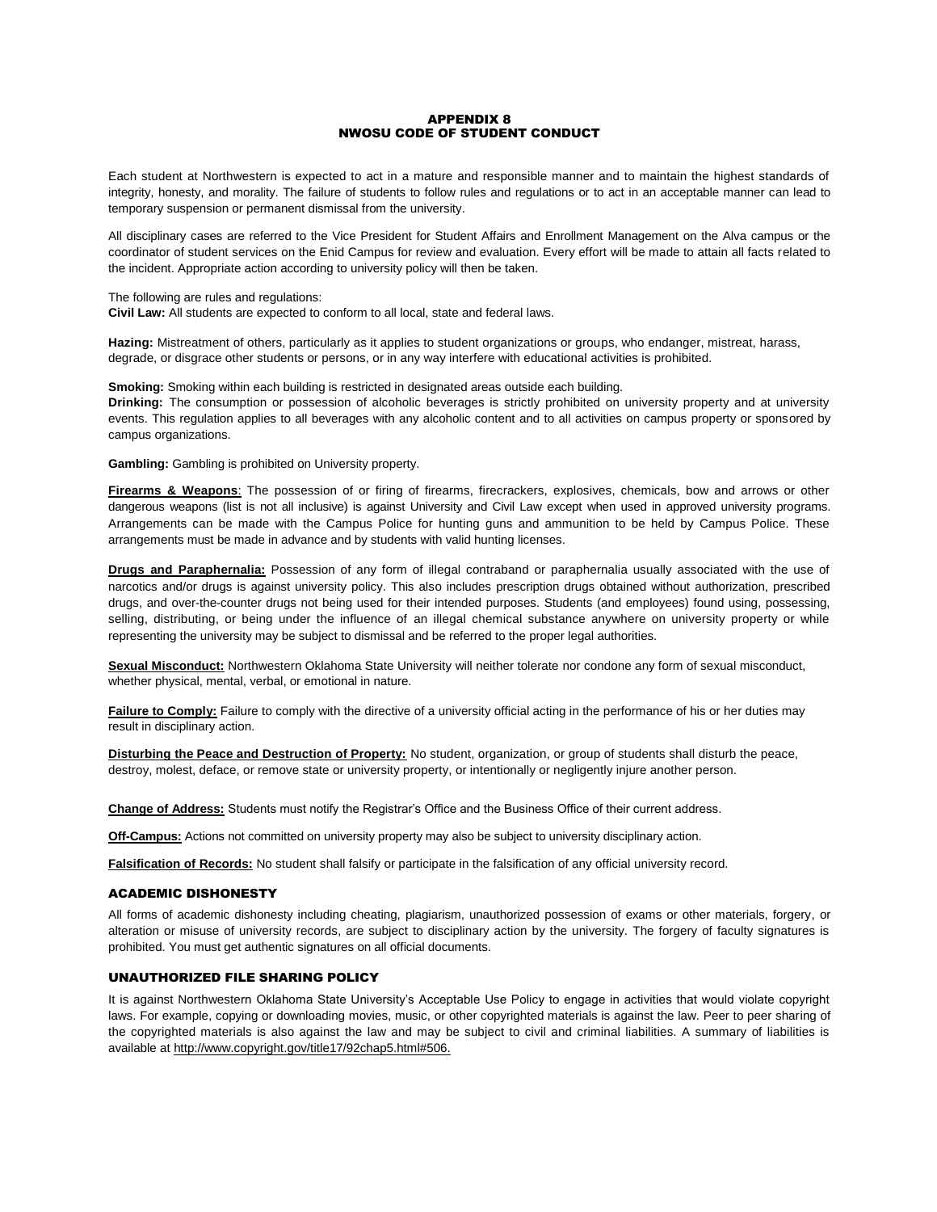# APPENDIX 8
# NWOSU CODE OF STUDENT CONDUCT

Each student at Northwestern is expected to act in a mature and responsible manner and to maintain the highest standards of integrity, honesty, and morality. The failure of students to follow rules and regulations or to act in an acceptable manner can lead to temporary suspension or permanent dismissal from the university.

All disciplinary cases are referred to the Vice President for Student Affairs and Enrollment Management on the Alva campus or the coordinator of student services on the Enid Campus for review and evaluation. Every effort will be made to attain all facts related to the incident. Appropriate action according to university policy will then be taken.

The following are rules and regulations:

**Civil Law:** All students are expected to conform to all local, state and federal laws.

**Hazing:** Mistreatment of others, particularly as it applies to student organizations or groups, who endanger, mistreat, harass, degrade, or disgrace other students or persons, or in any way interfere with educational activities is prohibited.

**Smoking:** Smoking within each building is restricted in designated areas outside each building.

**Drinking:** The consumption or possession of alcoholic beverages is strictly prohibited on university property and at university events. This regulation applies to all beverages with any alcoholic content and to all activities on campus property or sponsored by campus organizations.

**Gambling:** Gambling is prohibited on University property.

**Firearms & Weapons**: The possession of or firing of firearms, firecrackers, explosives, chemicals, bow and arrows or other dangerous weapons (list is not all inclusive) is against University and Civil Law except when used in approved university programs. Arrangements can be made with the Campus Police for hunting guns and ammunition to be held by Campus Police. These arrangements must be made in advance and by students with valid hunting licenses.

**Drugs and Paraphernalia:** Possession of any form of illegal contraband or paraphernalia usually associated with the use of narcotics and/or drugs is against university policy. This also includes prescription drugs obtained without authorization, prescribed drugs, and over-the-counter drugs not being used for their intended purposes. Students (and employees) found using, possessing, selling, distributing, or being under the influence of an illegal chemical substance anywhere on university property or while representing the university may be subject to dismissal and be referred to the proper legal authorities.

**Sexual Misconduct:** Northwestern Oklahoma State University will neither tolerate nor condone any form of sexual misconduct, whether physical, mental, verbal, or emotional in nature.

**Failure to Comply:** Failure to comply with the directive of a university official acting in the performance of his or her duties may result in disciplinary action.

**Disturbing the Peace and Destruction of Property:** No student, organization, or group of students shall disturb the peace, destroy, molest, deface, or remove state or university property, or intentionally or negligently injure another person.

**Change of Address:** Students must notify the Registrar's Office and the Business Office of their current address.

**Off-Campus:** Actions not committed on university property may also be subject to university disciplinary action.

**Falsification of Records:** No student shall falsify or participate in the falsification of any official university record.

## ACADEMIC DISHONESTY

All forms of academic dishonesty including cheating, plagiarism, unauthorized possession of exams or other materials, forgery, or alteration or misuse of university records, are subject to disciplinary action by the university. The forgery of faculty signatures is prohibited. You must get authentic signatures on all official documents.

## UNAUTHORIZED FILE SHARING POLICY

It is against Northwestern Oklahoma State University's Acceptable Use Policy to engage in activities that would violate copyright laws. For example, copying or downloading movies, music, or other copyrighted materials is against the law. Peer to peer sharing of the copyrighted materials is also against the law and may be subject to civil and criminal liabilities. A summary of liabilities is available at http://www.copyright.gov/title17/92chap5.html#506.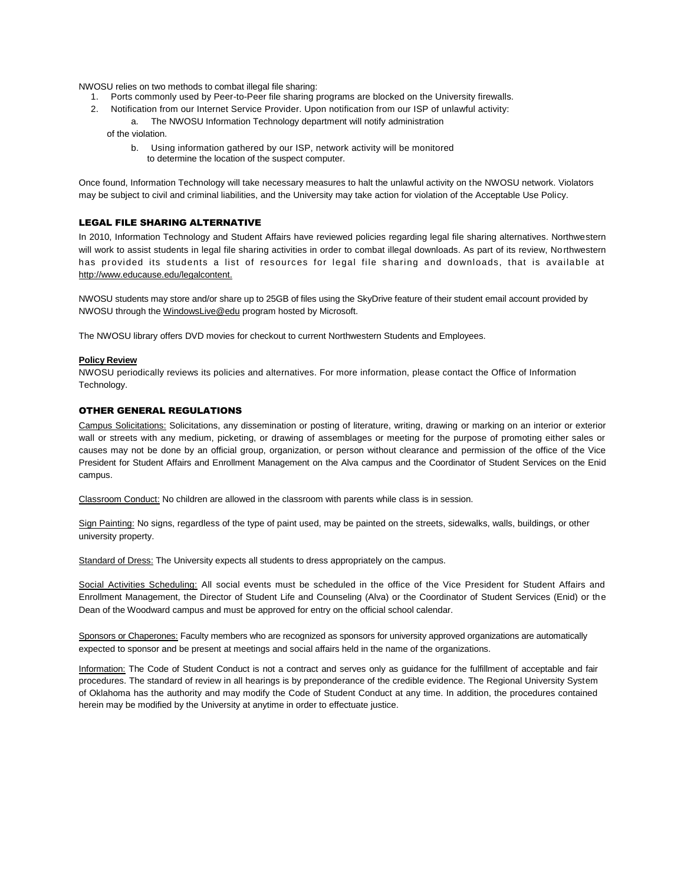NWOSU relies on two methods to combat illegal file sharing:

1. Ports commonly used by Peer-to-Peer file sharing programs are blocked on the University firewalls.
2. Notification from our Internet Service Provider. Upon notification from our ISP of unlawful activity:
   a. The NWOSU Information Technology department will notify administration of the violation.
   b. Using information gathered by our ISP, network activity will be monitored to determine the location of the suspect computer.

Once found, Information Technology will take necessary measures to halt the unlawful activity on the NWOSU network. Violators may be subject to civil and criminal liabilities, and the University may take action for violation of the Acceptable Use Policy.

## LEGAL FILE SHARING ALTERNATIVE

In 2010, Information Technology and Student Affairs have reviewed policies regarding legal file sharing alternatives. Northwestern will work to assist students in legal file sharing activities in order to combat illegal downloads. As part of its review, Northwestern has provided its students a list of resources for legal file sharing and downloads, that is available at http://www.educause.edu/legalcontent.

NWOSU students may store and/or share up to 25GB of files using the SkyDrive feature of their student email account provided by NWOSU through the WindowsLive@edu program hosted by Microsoft.

The NWOSU library offers DVD movies for checkout to current Northwestern Students and Employees.

### Policy Review

NWOSU periodically reviews its policies and alternatives. For more information, please contact the Office of Information Technology.

## OTHER GENERAL REGULATIONS

Campus Solicitations: Solicitations, any dissemination or posting of literature, writing, drawing or marking on an interior or exterior wall or streets with any medium, picketing, or drawing of assemblages or meeting for the purpose of promoting either sales or causes may not be done by an official group, organization, or person without clearance and permission of the office of the Vice President for Student Affairs and Enrollment Management on the Alva campus and the Coordinator of Student Services on the Enid campus.

Classroom Conduct: No children are allowed in the classroom with parents while class is in session.

Sign Painting: No signs, regardless of the type of paint used, may be painted on the streets, sidewalks, walls, buildings, or other university property.

Standard of Dress: The University expects all students to dress appropriately on the campus.

Social Activities Scheduling: All social events must be scheduled in the office of the Vice President for Student Affairs and Enrollment Management, the Director of Student Life and Counseling (Alva) or the Coordinator of Student Services (Enid) or the Dean of the Woodward campus and must be approved for entry on the official school calendar.

Sponsors or Chaperones: Faculty members who are recognized as sponsors for university approved organizations are automatically expected to sponsor and be present at meetings and social affairs held in the name of the organizations.

Information: The Code of Student Conduct is not a contract and serves only as guidance for the fulfillment of acceptable and fair procedures. The standard of review in all hearings is by preponderance of the credible evidence. The Regional University System of Oklahoma has the authority and may modify the Code of Student Conduct at any time. In addition, the procedures contained herein may be modified by the University at anytime in order to effectuate justice.